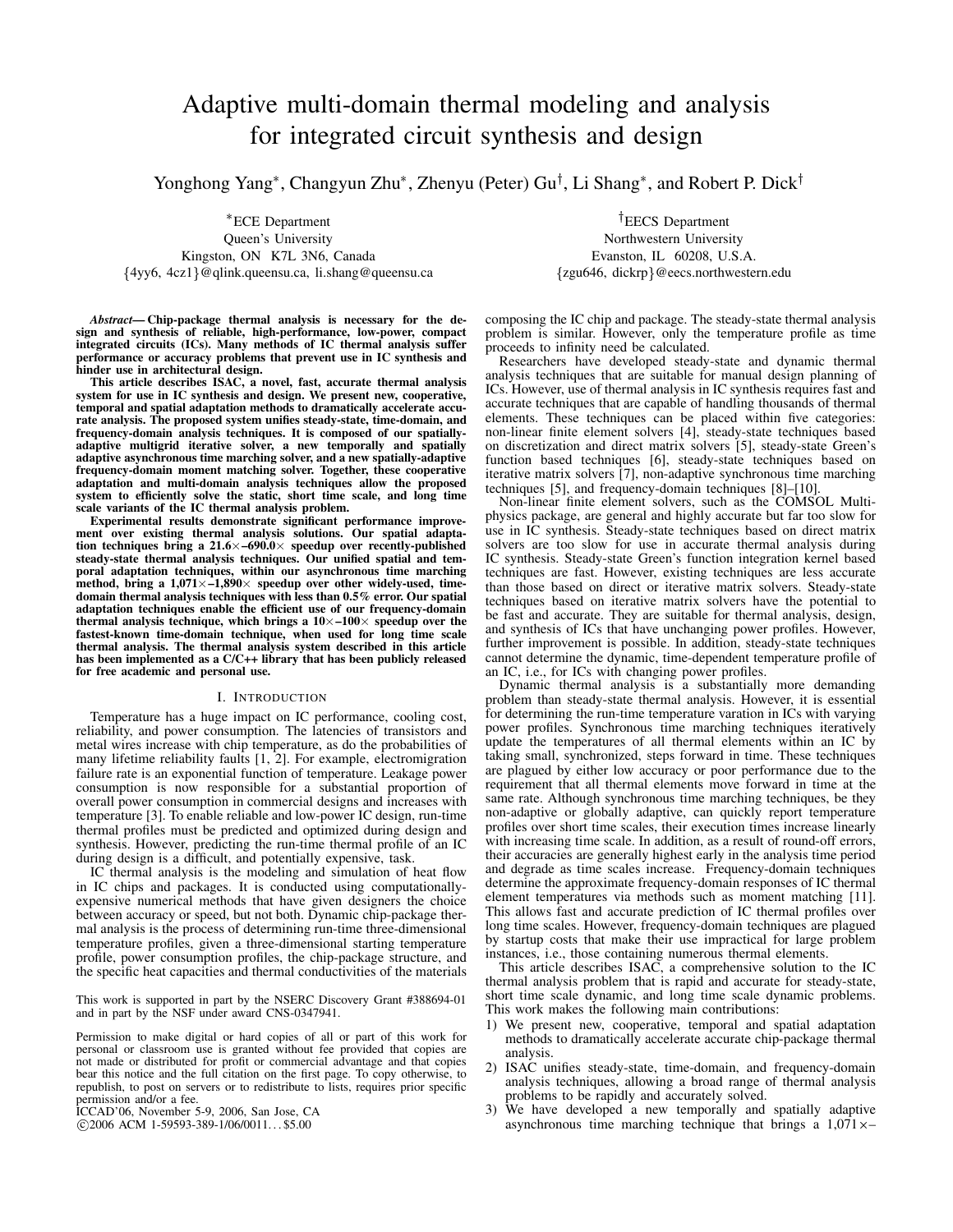# Adaptive multi-domain thermal modeling and analysis for integrated circuit synthesis and design

Yonghong Yang*, Changyun Zhu*, Zhenyu (Peter) Gu†, Li Shang*, and Robert P. Dick†

*ECE Department
Queen's University
Kingston, ON K7L 3N6, Canada
{4yy6, 4cz1}@qlink.queensu.ca, li.shang@queensu.ca

†EECS Department
Northwestern University
Evanston, IL 60208, U.S.A.
{zgu646, dickrp}@eecs.northwestern.edu

***Abstract*— Chip-package thermal analysis is necessary for the design and synthesis of reliable, high-performance, low-power, compact integrated circuits (ICs). Many methods of IC thermal analysis suffer performance or accuracy problems that prevent use in IC synthesis and hinder use in architectural design.**

**This article describes ISAC, a novel, fast, accurate thermal analysis system for use in IC synthesis and design. We present new, cooperative, temporal and spatial adaptation methods to dramatically accelerate accurate analysis. The proposed system unifies steady-state, time-domain, and frequency-domain analysis techniques. It is composed of our spatially-adaptive multigrid iterative solver, a new temporally and spatially adaptive asynchronous time marching solver, and a new spatially-adaptive frequency-domain moment matching solver. Together, these cooperative adaptation and multi-domain analysis techniques allow the proposed system to efficiently solve the static, short time scale, and long time scale variants of the IC thermal analysis problem.**

**Experimental results demonstrate significant performance improvement over existing thermal analysis solutions. Our spatial adaptation techniques bring a 21.6×–690.0× speedup over recently-published steady-state thermal analysis techniques. Our unified spatial and temporal adaptation techniques, within our asynchronous time marching method, bring a 1,071×–1,890× speedup over other widely-used, time-domain thermal analysis techniques with less than 0.5% error. Our spatial adaptation techniques enable the efficient use of our frequency-domain thermal analysis technique, which brings a 10×–100× speedup over the fastest-known time-domain technique, when used for long time scale thermal analysis. The thermal analysis system described in this article has been implemented as a C/C++ library that has been publicly released for free academic and personal use.**

## I. Introduction

Temperature has a huge impact on IC performance, cooling cost, reliability, and power consumption. The latencies of transistors and metal wires increase with chip temperature, as do the probabilities of many lifetime reliability faults [1, 2]. For example, electromigration failure rate is an exponential function of temperature. Leakage power consumption is now responsible for a substantial proportion of overall power consumption in commercial designs and increases with temperature [3]. To enable reliable and low-power IC design, run-time thermal profiles must be predicted and optimized during design and synthesis. However, predicting the run-time thermal profile of an IC during design is a difficult, and potentially expensive, task.

IC thermal analysis is the modeling and simulation of heat flow in IC chips and packages. It is conducted using computationally-expensive numerical methods that have given designers the choice between accuracy or speed, but not both. Dynamic chip-package thermal analysis is the process of determining run-time three-dimensional temperature profiles, given a three-dimensional starting temperature profile, power consumption profiles, the chip-package structure, and the specific heat capacities and thermal conductivities of the materials composing the IC chip and package. The steady-state thermal analysis problem is similar. However, only the temperature profile as time proceeds to infinity need be calculated.

Researchers have developed steady-state and dynamic thermal analysis techniques that are suitable for manual design planning of ICs. However, use of thermal analysis in IC synthesis requires fast and accurate techniques that are capable of handling thousands of thermal elements. These techniques can be placed within five categories: non-linear finite element solvers [4], steady-state techniques based on discretization and direct matrix solvers [5], steady-state Green's function based techniques [6], steady-state techniques based on iterative matrix solvers [7], non-adaptive synchronous time marching techniques [5], and frequency-domain techniques [8]–[10].

Non-linear finite element solvers, such as the COMSOL Multiphysics package, are general and highly accurate but far too slow for use in IC synthesis. Steady-state techniques based on direct matrix solvers are too slow for use in accurate thermal analysis during IC synthesis. Steady-state Green's function integration kernel based techniques are fast. However, existing techniques are less accurate than those based on direct or iterative matrix solvers. Steady-state techniques based on iterative matrix solvers have the potential to be fast and accurate. They are suitable for thermal analysis, design, and synthesis of ICs that have unchanging power profiles. However, further improvement is possible. In addition, steady-state techniques cannot determine the dynamic, time-dependent temperature profile of an IC, i.e., for ICs with changing power profiles.

Dynamic thermal analysis is a substantially more demanding problem than steady-state thermal analysis. However, it is essential for determining the run-time temperature variation in ICs with varying power profiles. Synchronous time marching techniques iteratively update the temperatures of all thermal elements within an IC by taking small, synchronized, steps forward in time. These techniques are plagued by either low accuracy or poor performance due to the requirement that all thermal elements move forward in time at the same rate. Although synchronous time marching techniques, be they non-adaptive or globally adaptive, can quickly report temperature profiles over short time scales, their execution times increase linearly with increasing time scale. In addition, as a result of round-off errors, their accuracies are generally highest early in the analysis time period and degrade as time scales increase. Frequency-domain techniques determine the approximate frequency-domain responses of IC thermal element temperatures via methods such as moment matching [11]. This allows fast and accurate prediction of IC thermal profiles over long time scales. However, frequency-domain techniques are plagued by startup costs that make their use impractical for large problem instances, i.e., those containing numerous thermal elements.

This article describes ISAC, a comprehensive solution to the IC thermal analysis problem that is rapid and accurate for steady-state, short time scale dynamic, and long time scale dynamic problems. This work makes the following main contributions:

1) We present new, cooperative, temporal and spatial adaptation methods to dramatically accelerate accurate chip-package thermal analysis.
2) ISAC unifies steady-state, time-domain, and frequency-domain analysis techniques, allowing a broad range of thermal analysis problems to be rapidly and accurately solved.
3) We have developed a new temporally and spatially adaptive asynchronous time marching technique that brings a 1,071×–

This work is supported in part by the NSERC Discovery Grant #388694-01 and in part by the NSF under award CNS-0347941.

Permission to make digital or hard copies of all or part of this work for personal or classroom use is granted without fee provided that copies are not made or distributed for profit or commercial advantage and that copies bear this notice and the full citation on the first page. To copy otherwise, to republish, to post on servers or to redistribute to lists, requires prior specific permission and/or a fee.
ICCAD'06, November 5-9, 2006, San Jose, CA
©2006 ACM 1-59593-389-1/06/0011…$5.00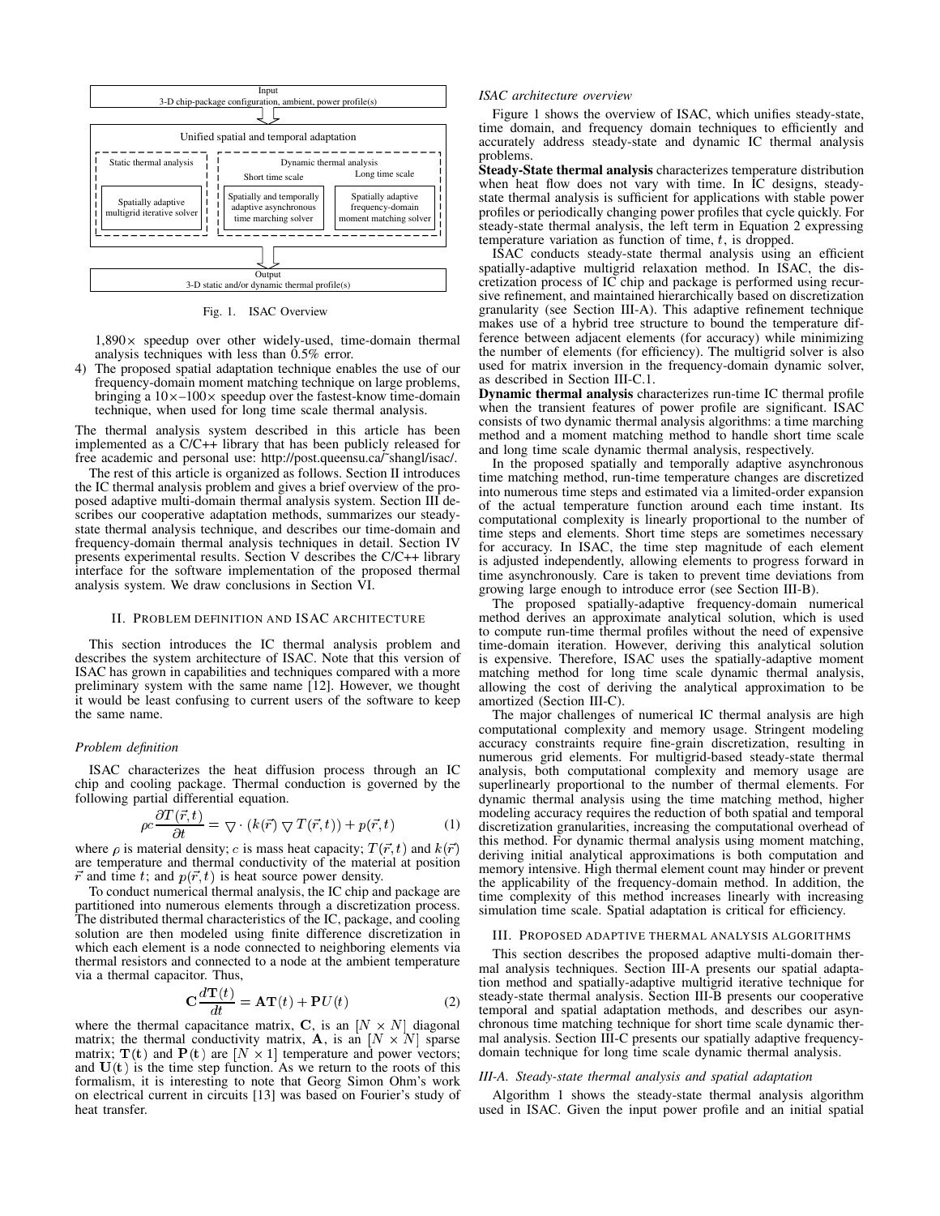Input
3-D chip-package configuration, ambient, power profile(s)

Unified spatial and temporal adaptation

| Static thermal analysis | Dynamic thermal analysis — Short time scale | Dynamic thermal analysis — Long time scale |
|---|---|---|
| Spatially adaptive multigrid iterative solver | Spatially and temporally adaptive asynchronous time marching solver | Spatially adaptive frequency-domain moment matching solver |

Output
3-D static and/or dynamic thermal profile(s)

Fig. 1. ISAC Overview

$1{,}890\times$ speedup over other widely-used, time-domain thermal analysis techniques with less than 0.5% error.

4) The proposed spatial adaptation technique enables the use of our frequency-domain moment matching technique on large problems, bringing a $10\times$–$100\times$ speedup over the fastest-know time-domain technique, when used for long time scale thermal analysis.

The thermal analysis system described in this article has been implemented as a C/C++ library that has been publicly released for free academic and personal use: http://post.queensu.ca/~shangl/isac/.

The rest of this article is organized as follows. Section II introduces the IC thermal analysis problem and gives a brief overview of the proposed adaptive multi-domain thermal analysis system. Section III describes our cooperative adaptation methods, summarizes our steady-state thermal analysis technique, and describes our time-domain and frequency-domain thermal analysis techniques in detail. Section IV presents experimental results. Section V describes the C/C++ library interface for the software implementation of the proposed thermal analysis system. We draw conclusions in Section VI.

## II. Problem definition and ISAC architecture

This section introduces the IC thermal analysis problem and describes the system architecture of ISAC. Note that this version of ISAC has grown in capabilities and techniques compared with a more preliminary system with the same name [12]. However, we thought it would be least confusing to current users of the software to keep the same name.

### *Problem definition*

ISAC characterizes the heat diffusion process through an IC chip and cooling package. Thermal conduction is governed by the following partial differential equation.

$$\rho c \frac{\partial T(\vec{r},t)}{\partial t} = \nabla \cdot (k(\vec{r}) \nabla T(\vec{r},t)) + p(\vec{r},t) \tag{1}$$

where $\rho$ is material density; $c$ is mass heat capacity; $T(\vec{r},t)$ and $k(\vec{r})$ are temperature and thermal conductivity of the material at position $\vec{r}$ and time $t$; and $p(\vec{r},t)$ is heat source power density.

To conduct numerical thermal analysis, the IC chip and package are partitioned into numerous elements through a discretization process. The distributed thermal characteristics of the IC, package, and cooling solution are then modeled using finite difference discretization in which each element is a node connected to neighboring elements via thermal resistors and connected to a node at the ambient temperature via a thermal capacitor. Thus,

$$\mathbf{C}\frac{d\mathbf{T}(t)}{dt} = \mathbf{A}\mathbf{T}(t) + \mathbf{P}U(t) \tag{2}$$

where the thermal capacitance matrix, $\mathbf{C}$, is an $[N \times N]$ diagonal matrix; the thermal conductivity matrix, $\mathbf{A}$, is an $[N \times N]$ sparse matrix; $\mathbf{T(t)}$ and $\mathbf{P(t)}$ are $[N \times 1]$ temperature and power vectors; and $\mathbf{U(t)}$ is the time step function. As we return to the roots of this formalism, it is interesting to note that Georg Simon Ohm's work on electrical current in circuits [13] was based on Fourier's study of heat transfer.

### *ISAC architecture overview*

Figure 1 shows the overview of ISAC, which unifies steady-state, time domain, and frequency domain techniques to efficiently and accurately address steady-state and dynamic IC thermal analysis problems.

**Steady-State thermal analysis** characterizes temperature distribution when heat flow does not vary with time. In IC designs, steady-state thermal analysis is sufficient for applications with stable power profiles or periodically changing power profiles that cycle quickly. For steady-state thermal analysis, the left term in Equation 2 expressing temperature variation as function of time, $t$, is dropped.

ISAC conducts steady-state thermal analysis using an efficient spatially-adaptive multigrid relaxation method. In ISAC, the discretization process of IC chip and package is performed using recursive refinement, and maintained hierarchically based on discretization granularity (see Section III-A). This adaptive refinement technique makes use of a hybrid tree structure to bound the temperature difference between adjacent elements (for accuracy) while minimizing the number of elements (for efficiency). The multigrid solver is also used for matrix inversion in the frequency-domain dynamic solver, as described in Section III-C.1.

**Dynamic thermal analysis** characterizes run-time IC thermal profile when the transient features of power profile are significant. ISAC consists of two dynamic thermal analysis algorithms: a time marching method and a moment matching method to handle short time scale and long time scale dynamic thermal analysis, respectively.

In the proposed spatially and temporally adaptive asynchronous time matching method, run-time temperature changes are discretized into numerous time steps and estimated via a limited-order expansion of the actual temperature function around each time instant. Its computational complexity is linearly proportional to the number of time steps and elements. Short time steps are sometimes necessary for accuracy. In ISAC, the time step magnitude of each element is adjusted independently, allowing elements to progress forward in time asynchronously. Care is taken to prevent time deviations from growing large enough to introduce error (see Section III-B).

The proposed spatially-adaptive frequency-domain numerical method derives an approximate analytical solution, which is used to compute run-time thermal profiles without the need of expensive time-domain iteration. However, deriving this analytical solution is expensive. Therefore, ISAC uses the spatially-adaptive moment matching method for long time scale dynamic thermal analysis, allowing the cost of deriving the analytical approximation to be amortized (Section III-C).

The major challenges of numerical IC thermal analysis are high computational complexity and memory usage. Stringent modeling accuracy constraints require fine-grain discretization, resulting in numerous grid elements. For multigrid-based steady-state thermal analysis, both computational complexity and memory usage are superlinearly proportional to the number of thermal elements. For dynamic thermal analysis using the time marching method, higher modeling accuracy requires the reduction of both spatial and temporal discretization granularities, increasing the computational overhead of this method. For dynamic thermal analysis using moment matching, deriving initial analytical approximations is both computation and memory intensive. High thermal element count may hinder or prevent the applicability of the frequency-domain method. In addition, the time complexity of this method increases linearly with increasing simulation time scale. Spatial adaptation is critical for efficiency.

## III. Proposed adaptive thermal analysis algorithms

This section describes the proposed adaptive multi-domain thermal analysis techniques. Section III-A presents our spatial adaptation method and spatially-adaptive multigrid iterative technique for steady-state thermal analysis. Section III-B presents our cooperative temporal and spatial adaptation methods, and describes our asynchronous time matching technique for short time scale dynamic thermal analysis. Section III-C presents our spatially adaptive frequency-domain technique for long time scale dynamic thermal analysis.

### *III-A. Steady-state thermal analysis and spatial adaptation*

Algorithm 1 shows the steady-state thermal analysis algorithm used in ISAC. Given the input power profile and an initial spatial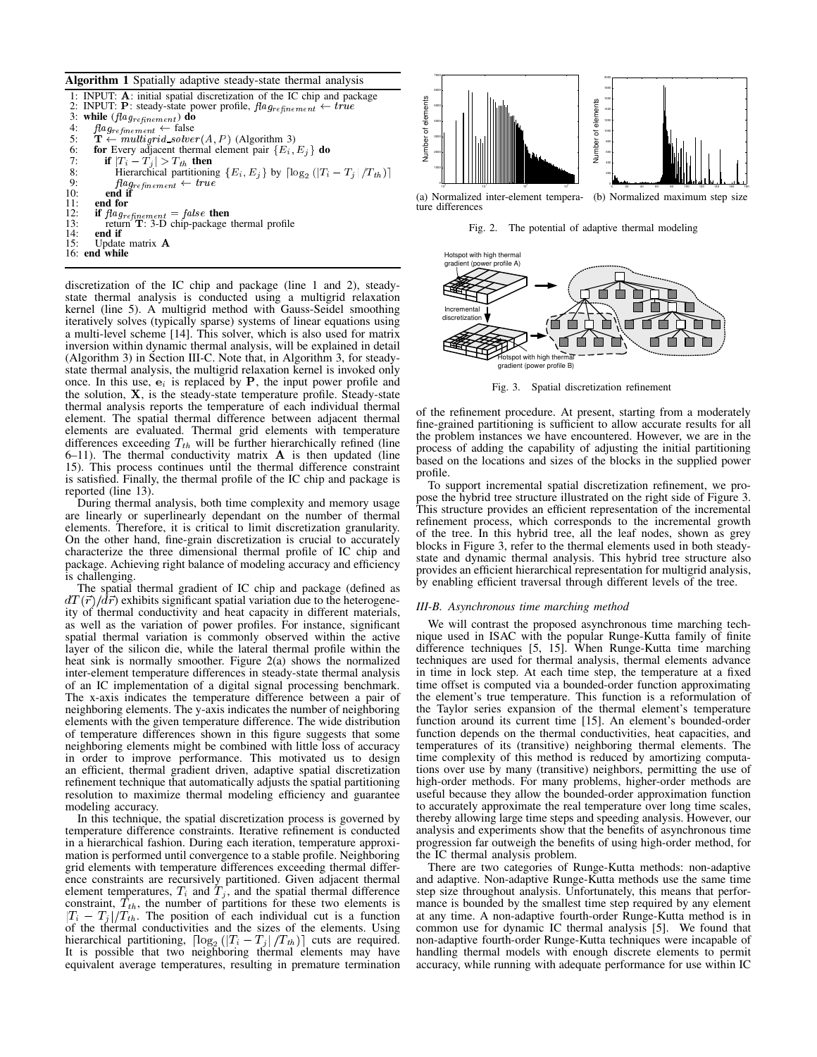**Algorithm 1** Spatially adaptive steady-state thermal analysis

```
1: INPUT: A: initial spatial discretization of the IC chip and package
2: INPUT: P: steady-state power profile, flag_refinement ← true
3: while (flag_refinement) do
4:   flag_refinement ← false
5:   T ← multigrid_solver(A, P) (Algorithm 3)
6:   for Every adjacent thermal element pair {E_i, E_j} do
7:     if |T_i − T_j| > T_th then
8:       Hierarchical partitioning {E_i, E_j} by ⌈log_2 (|T_i − T_j| /T_th)⌉
9:       flag_refinement ← true
10:    end if
11:  end for
12:  if flag_refinement = false then
13:    return T: 3-D chip-package thermal profile
14:  end if
15:  Update matrix A
16: end while
```

discretization of the IC chip and package (line 1 and 2), steady-state thermal analysis is conducted using a multigrid relaxation kernel (line 5). A multigrid method with Gauss-Seidel smoothing iteratively solves (typically sparse) systems of linear equations using a multi-level scheme [14]. This solver, which is also used for matrix inversion within dynamic thermal analysis, will be explained in detail (Algorithm 3) in Section III-C. Note that, in Algorithm 3, for steady-state thermal analysis, the multigrid relaxation kernel is invoked only once. In this use, $\mathbf{e}_i$ is replaced by $\mathbf{P}$, the input power profile and the solution, $\mathbf{X}$, is the steady-state temperature profile. Steady-state thermal analysis reports the temperature of each individual thermal element. The spatial thermal difference between adjacent thermal elements are evaluated. Thermal grid elements with temperature differences exceeding $T_{th}$ will be further hierarchically refined (line 6–11). The thermal conductivity matrix $\mathbf{A}$ is then updated (line 15). This process continues until the thermal difference constraint is satisfied. Finally, the thermal profile of the IC chip and package is reported (line 13).

During thermal analysis, both time complexity and memory usage are linearly or superlinearly dependant on the number of thermal elements. Therefore, it is critical to limit discretization granularity. On the other hand, fine-grain discretization is crucial to accurately characterize the three dimensional thermal profile of IC chip and package. Achieving right balance of modeling accuracy and efficiency is challenging.

The spatial thermal gradient of IC chip and package (defined as $dT(\vec{r})/d\vec{r}$) exhibits significant spatial variation due to the heterogeneity of thermal conductivity and heat capacity in different materials, as well as the variation of power profiles. For instance, significant spatial thermal variation is commonly observed within the active layer of the silicon die, while the lateral thermal profile within the heat sink is normally smoother. Figure 2(a) shows the normalized inter-element temperature differences in steady-state thermal analysis of an IC implementation of a digital signal processing benchmark. The x-axis indicates the temperature difference between a pair of neighboring elements. The y-axis indicates the number of neighboring elements with the given temperature difference. The wide distribution of temperature differences shown in this figure suggests that some neighboring elements might be combined with little loss of accuracy in order to improve performance. This motivated us to design an efficient, thermal gradient driven, adaptive spatial discretization refinement technique that automatically adjusts the spatial partitioning resolution to maximize thermal modeling efficiency and guarantee modeling accuracy.

In this technique, the spatial discretization process is governed by temperature difference constraints. Iterative refinement is conducted in a hierarchical fashion. During each iteration, temperature approximation is performed until convergence to a stable profile. Neighboring grid elements with temperature differences exceeding thermal difference constraints are recursively partitioned. Given adjacent thermal element temperatures, $T_i$ and $T_j$, and the spatial thermal difference constraint, $T_{th}$, the number of partitions for these two elements is $|T_i - T_j|/T_{th}$. The position of each individual cut is a function of the thermal conductivities and the sizes of the elements. Using hierarchical partitioning, $\lceil \log_2 (|T_i - T_j| / T_{th}) \rceil$ cuts are required. It is possible that two neighboring thermal elements may have equivalent average temperatures, resulting in premature termination of the refinement procedure. At present, starting from a moderately fine-grained partitioning is sufficient to allow accurate results for all the problem instances we have encountered. However, we are in the process of adding the capability of adjusting the initial partitioning based on the locations and sizes of the blocks in the supplied power profile.

Number of elements

Number of elements

(a) Normalized inter-element temperature differences (b) Normalized maximum step size

Fig. 2. The potential of adaptive thermal modeling

Hotspot with high thermal gradient (power profile A)

Incremental discretization

Hotspot with high thermal gradient (power profile B)

Fig. 3. Spatial discretization refinement

To support incremental spatial discretization refinement, we propose the hybrid tree structure illustrated on the right side of Figure 3. This structure provides an efficient representation of the incremental refinement process, which corresponds to the incremental growth of the tree. In this hybrid tree, all the leaf nodes, shown as grey blocks in Figure 3, refer to the thermal elements used in both steady-state and dynamic thermal analysis. This hybrid tree structure also provides an efficient hierarchical representation for multigrid analysis, by enabling efficient traversal through different levels of the tree.

### *III-B. Asynchronous time marching method*

We will contrast the proposed asynchronous time marching technique used in ISAC with the popular Runge-Kutta family of finite difference techniques [5, 15]. When Runge-Kutta time marching techniques are used for thermal analysis, thermal elements advance in time in lock step. At each time step, the temperature at a fixed time offset is computed via a bounded-order function approximating the element's true temperature. This function is a reformulation of the Taylor series expansion of the thermal element's temperature function around its current time [15]. An element's bounded-order function depends on the thermal conductivities, heat capacities, and temperatures of its (transitive) neighboring thermal elements. The time complexity of this method is reduced by amortizing computations over use by many (transitive) neighbors, permitting the use of high-order methods. For many problems, higher-order methods are useful because they allow the bounded-order approximation function to accurately approximate the real temperature over long time scales, thereby allowing large time steps and speeding analysis. However, our analysis and experiments show that the benefits of asynchronous time progression far outweigh the benefits of using high-order method, for the IC thermal analysis problem.

There are two categories of Runge-Kutta methods: non-adaptive and adaptive. Non-adaptive Runge-Kutta methods use the same time step size throughout analysis. Unfortunately, this means that performance is bounded by the smallest time step required by any element at any time. A non-adaptive fourth-order Runge-Kutta method is in common use for dynamic IC thermal analysis [5]. We found that non-adaptive fourth-order Runge-Kutta techniques were incapable of handling thermal models with enough discrete elements to permit accuracy, while running with adequate performance for use within IC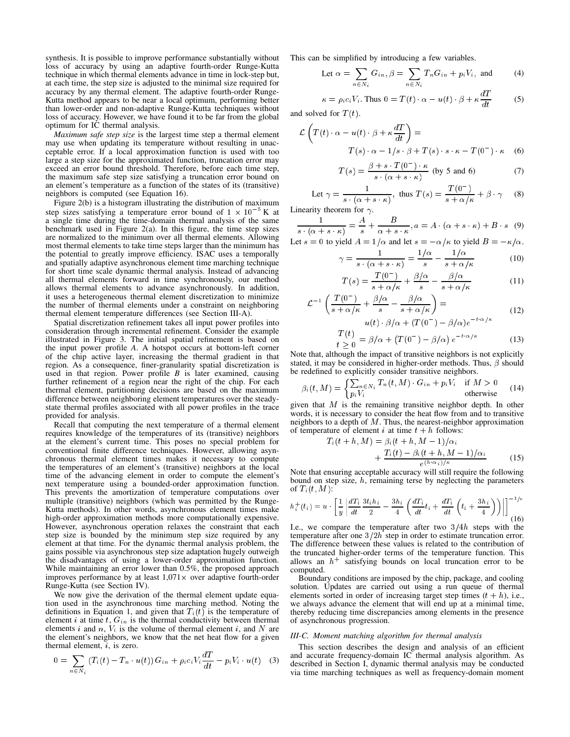synthesis. It is possible to improve performance substantially without loss of accuracy by using an adaptive fourth-order Runge-Kutta technique in which thermal elements advance in time in lock-step but, at each time, the step size is adjusted to the minimal size required for accuracy by any thermal element. The adaptive fourth-order Runge-Kutta method appears to be near a local optimum, performing better than lower-order and non-adaptive Runge-Kutta techniques without loss of accuracy. However, we have found it to be far from the global optimum for IC thermal analysis.

*Maximum safe step size* is the largest time step a thermal element may use when updating its temperature without resulting in unacceptable error. If a local approximation function is used with too large a step size for the approximated function, truncation error may exceed an error bound threshold. Therefore, before each time step, the maximum safe step size satisfying a truncation error bound on an element's temperature as a function of the states of its (transitive) neighbors is computed (see Equation 16).

Figure 2(b) is a histogram illustrating the distribution of maximum step sizes satisfying a temperature error bound of $1 \times 10^{-5}$ K at a single time during the time-domain thermal analysis of the same benchmark used in Figure 2(a). In this figure, the time step sizes are normalized to the minimum over all thermal elements. Allowing most thermal elements to take time steps larger than the minimum has the potential to greatly improve efficiency. ISAC uses a temporally and spatially adaptive asynchronous element time marching technique for short time scale dynamic thermal analysis. Instead of advancing all thermal elements forward in time synchronously, our method allows thermal elements to advance asynchronously. In addition, it uses a heterogeneous thermal element discretization to minimize the number of thermal elements under a constraint on neighboring thermal element temperature differences (see Section III-A).

Spatial discretization refinement takes all input power profiles into consideration through incremental refinement. Consider the example illustrated in Figure 3. The initial spatial refinement is based on the input power profile *A*. A hotspot occurs at bottom-left corner of the chip active layer, increasing the thermal gradient in that region. As a consequence, finer-granularity spatial discretization is used in that region. Power profile *B* is later examined, causing further refinement of a region near the right of the chip. For each thermal element, partitioning decisions are based on the maximum difference between neighboring element temperatures over the steady-state thermal profiles associated with all power profiles in the trace provided for analysis.

Recall that computing the next temperature of a thermal element requires knowledge of the temperatures of its (transitive) neighbors at the element's current time. This poses no special problem for conventional finite difference techniques. However, allowing asynchronous thermal element times makes it necessary to compute the temperatures of an element's (transitive) neighbors at the local time of the advancing element in order to compute the element's next temperature using a bounded-order approximation function. This prevents the amortization of temperature computations over multiple (transitive) neighbors (which was permitted by the Runge-Kutta methods). In other words, asynchronous element times make high-order approximation methods more computationally expensive. However, asynchronous operation relaxes the constraint that each step size is bounded by the minimum step size required by any element at that time. For the dynamic thermal analysis problem, the gains possible via asynchronous step size adaptation hugely outweigh the disadvantages of using a lower-order approximation function. While maintaining an error lower than 0.5%, the proposed approach improves performance by at least 1,071× over adaptive fourth-order Runge-Kutta (see Section IV).

We now give the derivation of the thermal element update equation used in the asynchronous time marching method. Noting the definitions in Equation 1, and given that $T_i(t)$ is the temperature of element $i$ at time $t$, $G_{in}$ is the thermal conductivity between thermal elements $i$ and $n$, $V_i$ is the volume of thermal element $i$, and $N$ are the element's neighbors, we know that the net heat flow for a given thermal element, $i$, is zero.

$$0 = \sum_{n \in N_i} \left(T_i(t) - T_n \cdot u(t)\right) G_{in} + \rho_i c_i V_i \frac{dT}{dt} - p_i V_i \cdot u(t) \quad (3)$$

This can be simplified by introducing a few variables.

$$\text{Let } \alpha = \sum_{n \in N_i} G_{in}, \beta = \sum_{n \in N_i} T_n G_{in} + p_i V_i, \text{ and} \quad (4)$$

$$\kappa = \rho_i c_i V_i. \text{ Thus } 0 = T(t) \cdot \alpha - u(t) \cdot \beta + \kappa \frac{dT}{dt} \quad (5)$$

and solved for $T(t)$.

$$\mathcal{L}\left(T(t) \cdot \alpha - u(t) \cdot \beta + \kappa \frac{dT}{dt}\right) = T(s) \cdot \alpha - 1/s \cdot \beta + T(s) \cdot s \cdot \kappa - T(0^-) \cdot \kappa \quad (6)$$

$$T(s) = \frac{\beta + s \cdot T(0^-) \cdot \kappa}{s \cdot (\alpha + s \cdot \kappa)} \text{ (by 5 and 6)} \quad (7)$$

$$\text{Let } \gamma = \frac{1}{s \cdot (\alpha + s \cdot \kappa)}, \text{ thus } T(s) = \frac{T(0^-)}{s + \alpha/\kappa} + \beta \cdot \gamma \quad (8)$$

Linearity theorem for $\gamma$.

$$\frac{1}{s \cdot (\alpha + s \cdot \kappa)} = \frac{A}{s} + \frac{B}{\alpha + s \cdot \kappa}, a = A \cdot (\alpha + s \cdot \kappa) + B \cdot s \quad (9)$$

Let $s = 0$ to yield $A = 1/\alpha$ and let $s = -\alpha/\kappa$ to yield $B = -\kappa/\alpha$.

$$\gamma = \frac{1}{s \cdot (\alpha + s \cdot \kappa)} = \frac{1/\alpha}{s} - \frac{1/\alpha}{s + \alpha/\kappa} \quad (10)$$

$$T(s) = \frac{T(0^-)}{s + \alpha/\kappa} + \frac{\beta/\alpha}{s} - \frac{\beta/\alpha}{s + \alpha/\kappa} \quad (11)$$

$$\mathcal{L}^{-1}\left(\frac{T(0^-)}{s + \alpha/\kappa} + \frac{\beta/\alpha}{s} - \frac{\beta/\alpha}{s + \alpha/\kappa}\right) = u(t) \cdot \beta/\alpha + (T(0^-) - \beta/\alpha) e^{-t \cdot \alpha/\kappa} \quad (12)$$

$$\underset{t \geq 0}{T(t)} = \beta/\alpha + \left(T(0^-) - \beta/\alpha\right) e^{-t \cdot \alpha/\kappa} \quad (13)$$

Note that, although the impact of transitive neighbors is not explicitly stated, it may be considered in higher-order methods. Thus, $\beta$ should be redefined to explicitly consider transitive neighbors.

$$\beta_i(t, M) = \begin{cases} \sum_{n \in N_i} T_n(t, M) \cdot G_{in} + p_i V_i & \text{if } M > 0 \\ p_i V_i & \text{otherwise} \end{cases} \quad (14)$$

given that $M$ is the remaining transitive neighbor depth. In other words, it is necessary to consider the heat flow from and to transitive neighbors to a depth of $M$. Thus, the nearest-neighbor approximation of temperature of element $i$ at time $t + h$ follows:

$$T_i(t + h, M) = \beta_i(t + h, M - 1)/\alpha_i + \frac{T_i(t) - \beta_i(t + h, M - 1)/\alpha_i}{e^{(h \cdot \alpha_i)/\kappa}} \quad (15)$$

Note that ensuring acceptable accuracy will still require the following bound on step size, $h$, remaining terse by neglecting the parameters of $T_i(t, M)$:

$$h_i^+(t_i) = u \cdot \left[\frac{1}{y}\left|\frac{dT_i}{dt}\frac{3t_i h_i}{2} - \frac{3h_i}{4}\left(\frac{dT_i}{dt}t_i + \frac{dT_i}{dt}\left(t_i + \frac{3h_i}{4}\right)\right)\right|\right]^{-1/v} \quad (16)$$

I.e., we compare the temperature after two $3/4h$ steps with the temperature after one $3/2h$ step in order to estimate truncation error. The difference between these values is related to the contribution of the truncated higher-order terms of the temperature function. This allows an $h^+$ satisfying bounds on local truncation error to be computed.

Boundary conditions are imposed by the chip, package, and cooling solution. Updates are carried out using a run queue of thermal elements sorted in order of increasing target step times $(t + h)$, i.e., we always advance the element that will end up at a minimal time, thereby reducing time discrepancies among elements in the presence of asynchronous progression.

### III-C. Moment matching algorithm for thermal analysis

This section describes the design and analysis of an efficient and accurate frequency-domain IC thermal analysis algorithm. As described in Section I, dynamic thermal analysis may be conducted via time marching techniques as well as frequency-domain moment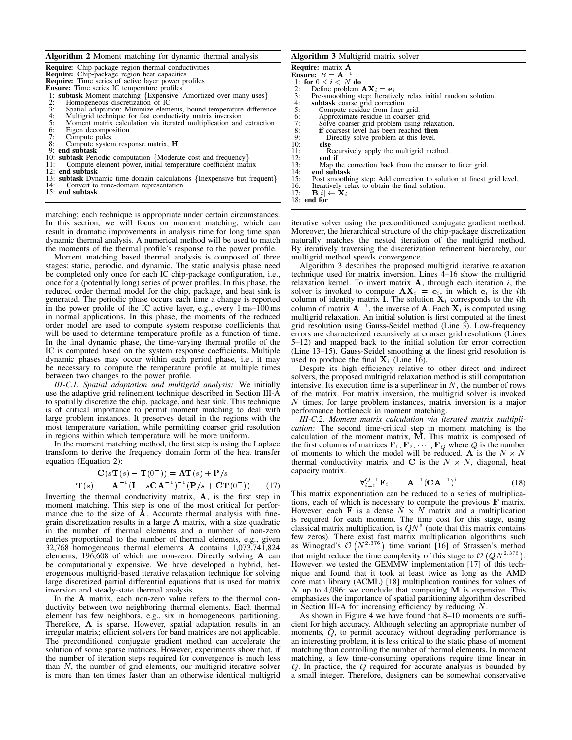**Algorithm 2** Moment matching for dynamic thermal analysis

**Require:** Chip-package region thermal conductivities
**Require:** Chip-package region heat capacities
**Require:** Time series of active layer power profiles
**Ensure:** Time series IC temperature profiles

```
 1: subtask Moment matching {Expensive: Amortized over many uses}
 2:   Homogeneous discretization of IC
 3:   Spatial adaptation: Minimize elements, bound temperature difference
 4:   Multigrid technique for fast conductivity matrix inversion
 5:   Moment matrix calculation via iterated multiplication and extraction
 6:   Eigen decomposition
 7:   Compute poles
 8:   Compute system response matrix, H
 9: end subtask
10: subtask Periodic computation {Moderate cost and frequency}
11:   Compute element power, initial temperature coefficient matrix
12: end subtask
13: subtask Dynamic time-domain calculations {Inexpensive but frequent}
14:   Convert to time-domain representation
15: end subtask
```

**Algorithm 3** Multigrid matrix solver

**Require:** matrix $\mathbf{A}$
**Ensure:** $B = \mathbf{A}^{-1}$

```
 1: for 0 ≤ i < N do
 2:   Define problem A X_i = e_i
 3:   Pre-smoothing step: Iteratively relax initial random solution.
 4:   subtask coarse grid correction
 5:     Compute residue from finer grid.
 6:     Approximate residue in coarser grid.
 7:     Solve coarser grid problem using relaxation.
 8:     if coarsest level has been reached then
 9:       Directly solve problem at this level.
10:     else
11:       Recursively apply the multigrid method.
12:     end if
13:     Map the correction back from the coarser to finer grid.
14:   end subtask
15:   Post smoothing step: Add correction to solution at finest grid level.
16:   Iteratively relax to obtain the final solution.
17:   B[i] ← X_i
18: end for
```

matching; each technique is appropriate under certain circumstances. In this section, we will focus on moment matching, which can result in dramatic improvements in analysis time for long time span dynamic thermal analysis. A numerical method will be used to match the moments of the thermal profile's response to the power profile.

Moment matching based thermal analysis is composed of three stages: static, periodic, and dynamic. The static analysis phase need be completed only once for each IC chip-package configuration, i.e., once for a (potentially long) series of power profiles. In this phase, the reduced order thermal model for the chip, package, and heat sink is generated. The periodic phase occurs each time a change is reported in the power profile of the IC active layer, e.g., every 1 ms–100 ms in normal applications. In this phase, the moments of the reduced order model are used to compute system response coefficients that will be used to determine temperature profile as a function of time. In the final dynamic phase, the time-varying thermal profile of the IC is computed based on the system response coefficients. Multiple dynamic phases may occur within each period phase, i.e., it may be necessary to compute the temperature profile at multiple times between two changes to the power profile.

*III-C.1. Spatial adaptation and multigrid analysis:* We initially use the adaptive grid refinement technique described in Section III-A to spatially discretize the chip, package, and heat sink. This technique is of critical importance to permit moment matching to deal with large problem instances. It preserves detail in the regions with the most temperature variation, while permitting coarser grid resolution in regions within which temperature will be more uniform.

In the moment matching method, the first step is using the Laplace transform to derive the frequency domain form of the heat transfer equation (Equation 2):

$$\mathbf{C}(s\mathbf{T}(s) - \mathbf{T}(0^-)) = \mathbf{A}\mathbf{T}(s) + \mathbf{P}/s$$
$$\mathbf{T}(s) = -\mathbf{A}^{-1}(\mathbf{I} - s\mathbf{C}\mathbf{A}^{-1})^{-1}(\mathbf{P}/s + \mathbf{C}\mathbf{T}(0^-)) \qquad (17)$$

Inverting the thermal conductivity matrix, $\mathbf{A}$, is the first step in moment matching. This step is one of the most critical for performance due to the size of $\mathbf{A}$. Accurate thermal analysis with fine-grain discretization results in a large $\mathbf{A}$ matrix, with a size quadratic in the number of thermal elements and a number of non-zero entries proportional to the number of thermal elements, e.g., given 32,768 homogeneous thermal elements $\mathbf{A}$ contains 1,073,741,824 elements, 196,608 of which are non-zero. Directly solving $\mathbf{A}$ can be computationally expensive. We have developed a hybrid, heterogeneous multigrid-based iterative relaxation technique for solving large discretized partial differential equations that is used for matrix inversion and steady-state thermal analysis.

In the $\mathbf{A}$ matrix, each non-zero value refers to the thermal conductivity between two neighboring thermal elements. Each thermal element has few neighbors, e.g., six in homogeneous partitioning. Therefore, $\mathbf{A}$ is sparse. However, spatial adaptation results in an irregular matrix; efficient solvers for band matrices are not applicable. The preconditioned conjugate gradient method can accelerate the solution of some sparse matrices. However, experiments show that, if the number of iteration steps required for convergence is much less than $N$, the number of grid elements, our multigrid iterative solver is more than ten times faster than an otherwise identical multigrid iterative solver using the preconditioned conjugate gradient method. Moreover, the hierarchical structure of the chip-package discretization naturally matches the nested iteration of the multigrid method. By iteratively traversing the discretization refinement hierarchy, our multigrid method speeds convergence.

Algorithm 3 describes the proposed multigrid iterative relaxation technique used for matrix inversion. Lines 4–16 show the multigrid relaxation kernel. To invert matrix $\mathbf{A}$, through each iteration $i$, the solver is invoked to compute $\mathbf{A}\mathbf{X}_i = \mathbf{e}_i$, in which $\mathbf{e}_i$ is the $i$th column of identity matrix $\mathbf{I}$. The solution $\mathbf{X}_i$ corresponds to the $i$th column of matrix $\mathbf{A}^{-1}$, the inverse of $\mathbf{A}$. Each $\mathbf{X}_i$ is computed using multigrid relaxation. An initial solution is first computed at the finest grid resolution using Gauss-Seidel method (Line 3). Low-frequency errors are characterized recursively at coarser grid resolutions (Lines 5–12) and mapped back to the initial solution for error correction (Line 13–15). Gauss-Seidel smoothing at the finest grid resolution is used to produce the final $\mathbf{X}_i$ (Line 16).

Despite its high efficiency relative to other direct and indirect solvers, the proposed multigrid relaxation method is still computation intensive. Its execution time is a superlinear in $N$, the number of rows of the matrix. For matrix inversion, the multigrid solver is invoked $N$ times; for large problem instances, matrix inversion is a major performance bottleneck in moment matching.

*III-C.2. Moment matrix calculation via iterated matrix multiplication:* The second time-critical step in moment matching is the calculation of the moment matrix, $\mathbf{M}$. This matrix is composed of the first columns of matrices $\mathbf{F}_1, \mathbf{F}_2, \cdots, \mathbf{F}_Q$ where $Q$ is the number of moments to which the model will be reduced. $\mathbf{A}$ is the $N \times N$ thermal conductivity matrix and $\mathbf{C}$ is the $N \times N$, diagonal, heat capacity matrix.

$$\forall_{i=0}^{Q-1} \mathbf{F}_i = -\mathbf{A}^{-1}(\mathbf{C}\mathbf{A}^{-1})^i \qquad (18)$$

This matrix exponentiation can be reduced to a series of multiplications, each of which is necessary to compute the previous $\mathbf{F}$ matrix. However, each $\mathbf{F}$ is a dense $N \times N$ matrix and a multiplication is required for each moment. The time cost for this stage, using classical matrix multiplication, is $QN^3$ (note that this matrix contains few zeros). There exist fast matrix multiplication algorithms such as Winograd's $\mathcal{O}\left(N^{2.376}\right)$ time variant [16] of Strassen's method that might reduce the time complexity of this stage to $\mathcal{O}\left(QN^{2.376}\right)$. However, we tested the GEMMW implementation [17] of this technique and found that it took at least twice as long as the AMD core math library (ACML) [18] multiplication routines for values of $N$ up to 4,096: we conclude that computing $\mathbf{M}$ is expensive. This emphasizes the importance of spatial partitioning algorithm described in Section III-A for increasing efficiency by reducing $N$.

As shown in Figure 4 we have found that 8–10 moments are sufficient for high accuracy. Although selecting an appropriate number of moments, $Q$, to permit accuracy without degrading performance is an interesting problem, it is less critical to the static phase of moment matching than controlling the number of thermal elements. In moment matching, a few time-consuming operations require time linear in $Q$. In practice, the $Q$ required for accurate analysis is bounded by a small integer. Therefore, designers can be somewhat conservative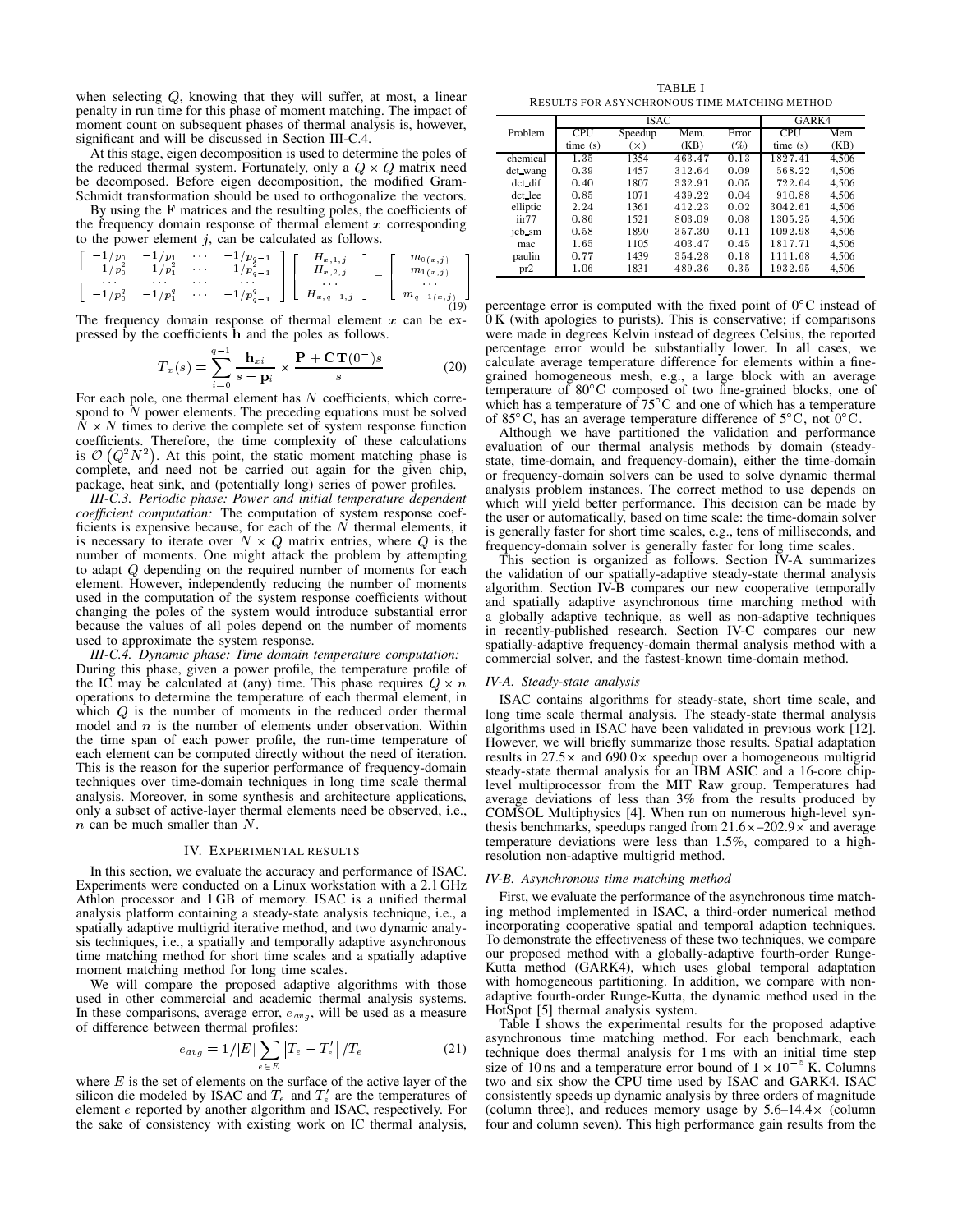when selecting $Q$, knowing that they will suffer, at most, a linear penalty in run time for this phase of moment matching. The impact of moment count on subsequent phases of thermal analysis is, however, significant and will be discussed in Section III-C.4.

At this stage, eigen decomposition is used to determine the poles of the reduced thermal system. Fortunately, only a $Q \times Q$ matrix need be decomposed. Before eigen decomposition, the modified Gram-Schmidt transformation should be used to orthogonalize the vectors.

By using the $\mathbf{F}$ matrices and the resulting poles, the coefficients of the frequency domain response of thermal element $x$ corresponding to the power element $j$, can be calculated as follows.

$$\begin{bmatrix} -1/p_0 & -1/p_1 & \cdots & -1/p_{q-1} \\ -1/p_0^2 & -1/p_1^2 & \cdots & -1/p_{q-1}^2 \\ \cdots & \cdots & \cdots & \cdots \\ -1/p_0^q & -1/p_1^q & \cdots & -1/p_{q-1}^q \end{bmatrix} \begin{bmatrix} H_{x,1,j} \\ H_{x,2,j} \\ \cdots \\ H_{x,q-1,j} \end{bmatrix} = \begin{bmatrix} m_{0(x,j)} \\ m_{1(x,j)} \\ \cdots \\ m_{q-1(x,j)} \end{bmatrix} \tag{19}$$

The frequency domain response of thermal element $x$ can be expressed by the coefficients $\mathbf{h}$ and the poles as follows.

$$T_x(s) = \sum_{i=0}^{q-1} \frac{\mathbf{h}_{xi}}{s - \mathbf{p}_i} \times \frac{\mathbf{P} + \mathbf{CT}(0^-)s}{s} \tag{20}$$

For each pole, one thermal element has $N$ coefficients, which correspond to $N$ power elements. The preceding equations must be solved $N \times N$ times to derive the complete set of system response function coefficients. Therefore, the time complexity of these calculations is $\mathcal{O}\left(Q^2 N^2\right)$. At this point, the static moment matching phase is complete, and need not be carried out again for the given chip, package, heat sink, and (potentially long) series of power profiles.

*III-C.3. Periodic phase: Power and initial temperature dependent coefficient computation:* The computation of system response coefficients is expensive because, for each of the $N$ thermal elements, it is necessary to iterate over $N \times Q$ matrix entries, where $Q$ is the number of moments. One might attack the problem by attempting to adapt $Q$ depending on the required number of moments for each element. However, independently reducing the number of moments used in the computation of the system response coefficients without changing the poles of the system would introduce substantial error because the values of all poles depend on the number of moments used to approximate the system response.

*III-C.4. Dynamic phase: Time domain temperature computation:* During this phase, given a power profile, the temperature profile of the IC may be calculated at (any) time. This phase requires $Q \times n$ operations to determine the temperature of each thermal element, in which $Q$ is the number of moments in the reduced order thermal model and $n$ is the number of elements under observation. Within the time span of each power profile, the run-time temperature of each element can be computed directly without the need of iteration. This is the reason for the superior performance of frequency-domain techniques over time-domain techniques in long time scale thermal analysis. Moreover, in some synthesis and architecture applications, only a subset of active-layer thermal elements need be observed, i.e., $n$ can be much smaller than $N$.

## IV. Experimental results

In this section, we evaluate the accuracy and performance of ISAC. Experiments were conducted on a Linux workstation with a 2.1 GHz Athlon processor and 1 GB of memory. ISAC is a unified thermal analysis platform containing a steady-state analysis technique, i.e., a spatially adaptive multigrid iterative method, and two dynamic analysis techniques, i.e., a spatially and temporally adaptive asynchronous time matching method for short time scales and a spatially adaptive moment matching method for long time scales.

We will compare the proposed adaptive algorithms with those used in other commercial and academic thermal analysis systems. In these comparisons, average error, $e_{avg}$, will be used as a measure of difference between thermal profiles:

$$e_{avg} = 1/|E| \sum_{e \in E} \left| T_e - T_e' \right| / T_e \tag{21}$$

where $E$ is the set of elements on the surface of the active layer of the silicon die modeled by ISAC and $T_e$ and $T_e'$ are the temperatures of element $e$ reported by another algorithm and ISAC, respectively. For the sake of consistency with existing work on IC thermal analysis, percentage error is computed with the fixed point of 0°C instead of 0 K (with apologies to purists). This is conservative; if comparisons were made in degrees Kelvin instead of degrees Celsius, the reported percentage error would be substantially lower. In all cases, we calculate average temperature difference for elements within a fine-grained homogeneous mesh, e.g., a large block with an average temperature of 80°C composed of two fine-grained blocks, one of which has a temperature of 75°C and one of which has a temperature of 85°C, has an average temperature difference of 5°C, not 0°C.

Although we have partitioned the validation and performance evaluation of our thermal analysis methods by domain (steady-state, time-domain, and frequency-domain), either the time-domain or frequency-domain solvers can be used to solve dynamic thermal analysis problem instances. The correct method to use depends on which will yield better performance. This decision can be made by the user or automatically, based on time scale: the time-domain solver is generally faster for short time scales, e.g., tens of milliseconds, and frequency-domain solver is generally faster for long time scales.

This section is organized as follows. Section IV-A summarizes the validation of our spatially-adaptive steady-state thermal analysis algorithm. Section IV-B compares our new cooperative temporally and spatially adaptive asynchronous time marching method with a globally adaptive technique, as well as non-adaptive techniques in recently-published research. Section IV-C compares our new spatially-adaptive frequency-domain thermal analysis method with a commercial solver, and the fastest-known time-domain method.

### IV-A. Steady-state analysis

ISAC contains algorithms for steady-state, short time scale, and long time scale thermal analysis. The steady-state thermal analysis algorithms used in ISAC have been validated in previous work [12]. However, we will briefly summarize those results. Spatial adaptation results in 27.5× and 690.0× speedup over a homogeneous multigrid steady-state thermal analysis for an IBM ASIC and a 16-core chip-level multiprocessor from the MIT Raw group. Temperatures had average deviations of less than 3% from the results produced by COMSOL Multiphysics [4]. When run on numerous high-level synthesis benchmarks, speedups ranged from 21.6×–202.9× and average temperature deviations were less than 1.5%, compared to a high-resolution non-adaptive multigrid method.

### IV-B. Asynchronous time matching method

First, we evaluate the performance of the asynchronous time matching method implemented in ISAC, a third-order numerical method incorporating cooperative spatial and temporal adaption techniques. To demonstrate the effectiveness of these two techniques, we compare our proposed method with a globally-adaptive fourth-order Runge-Kutta method (GARK4), which uses global temporal adaptation with homogeneous partitioning. In addition, we compare with non-adaptive fourth-order Runge-Kutta, the dynamic method used in the HotSpot [5] thermal analysis system.

TABLE I
Results for asynchronous time matching method

| Problem | ISAC | | | | GARK4 | |
|---|---|---|---|---|---|---|
| | CPU time (s) | Speedup (×) | Mem. (KB) | Error (%) | CPU time (s) | Mem. (KB) |
| chemical | 1.35 | 1354 | 463.47 | 0.13 | 1827.41 | 4,506 |
| dct_wang | 0.39 | 1457 | 312.64 | 0.09 | 568.22 | 4,506 |
| dct_dif | 0.40 | 1807 | 332.91 | 0.05 | 722.64 | 4,506 |
| dct_lee | 0.85 | 1071 | 439.22 | 0.04 | 910.88 | 4,506 |
| elliptic | 2.24 | 1361 | 412.23 | 0.02 | 3042.61 | 4,506 |
| iir77 | 0.86 | 1521 | 803.09 | 0.08 | 1305.25 | 4,506 |
| jcb_sm | 0.58 | 1890 | 357.30 | 0.11 | 1092.98 | 4,506 |
| mac | 1.65 | 1105 | 403.47 | 0.45 | 1817.71 | 4,506 |
| paulin | 0.77 | 1439 | 354.28 | 0.18 | 1111.68 | 4,506 |
| pr2 | 1.06 | 1831 | 489.36 | 0.35 | 1932.95 | 4,506 |

Table I shows the experimental results for the proposed adaptive asynchronous time matching method. For each benchmark, each technique does thermal analysis for 1 ms with an initial time step size of 10 ns and a temperature error bound of $1 \times 10^{-5}$ K. Columns two and six show the CPU time used by ISAC and GARK4. ISAC consistently speeds up dynamic analysis by three orders of magnitude (column three), and reduces memory usage by 5.6–14.4× (column four and column seven). This high performance gain results from the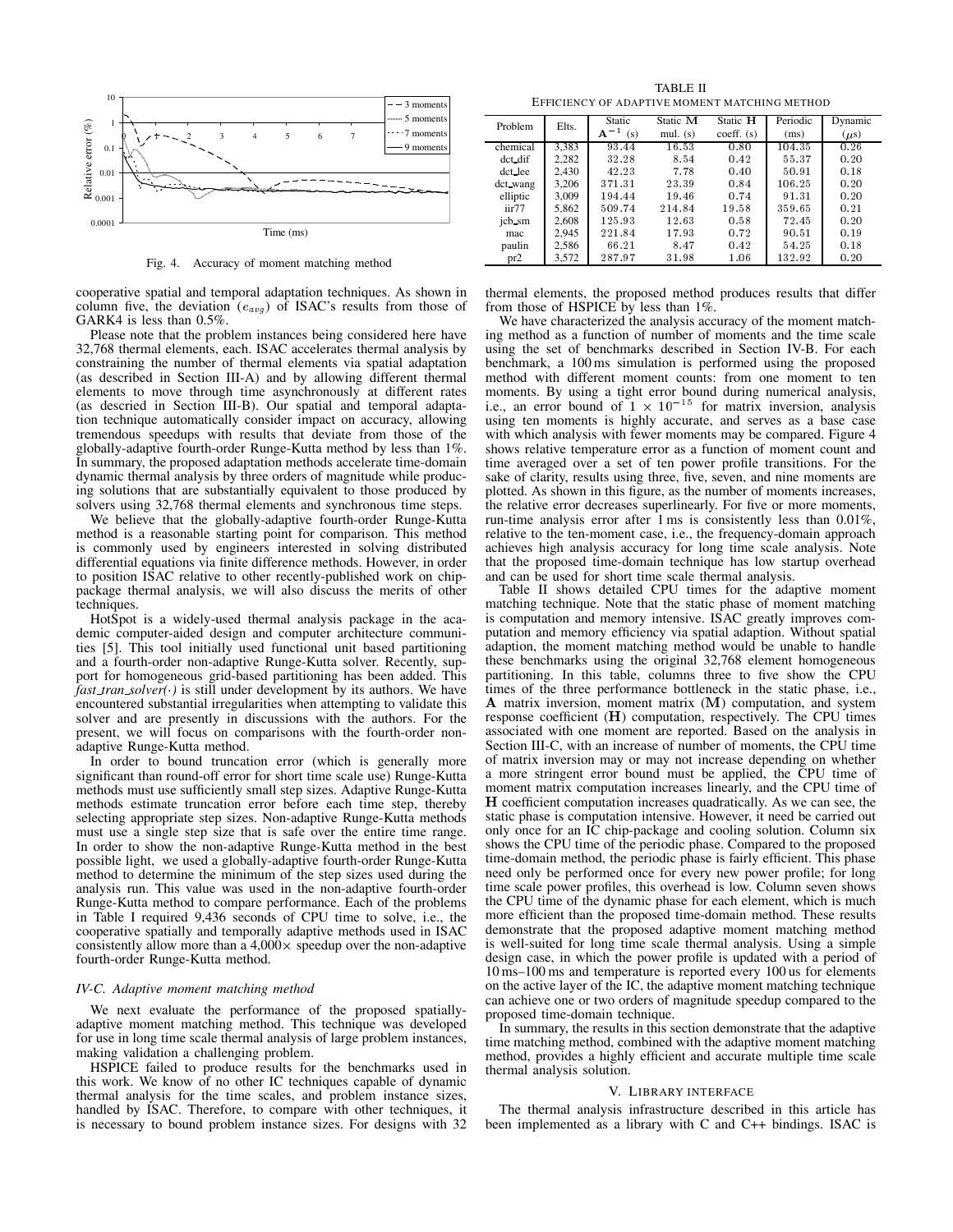Fig. 4. Accuracy of moment matching method

cooperative spatial and temporal adaptation techniques. As shown in column five, the deviation ($e_{avg}$) of ISAC's results from those of GARK4 is less than 0.5%.

Please note that the problem instances being considered here have 32,768 thermal elements, each. ISAC accelerates thermal analysis by constraining the number of thermal elements via spatial adaptation (as described in Section III-A) and by allowing different thermal elements to move through time asynchronously at different rates (as descried in Section III-B). Our spatial and temporal adaptation technique automatically consider impact on accuracy, allowing tremendous speedups with results that deviate from those of the globally-adaptive fourth-order Runge-Kutta method by less than 1%. In summary, the proposed adaptation methods accelerate time-domain dynamic thermal analysis by three orders of magnitude while producing solutions that are substantially equivalent to those produced by solvers using 32,768 thermal elements and synchronous time steps.

We believe that the globally-adaptive fourth-order Runge-Kutta method is a reasonable starting point for comparison. This method is commonly used by engineers interested in solving distributed differential equations via finite difference methods. However, in order to position ISAC relative to other recently-published work on chip-package thermal analysis, we will also discuss the merits of other techniques.

HotSpot is a widely-used thermal analysis package in the academic computer-aided design and computer architecture communities [5]. This tool initially used functional unit based partitioning and a fourth-order non-adaptive Runge-Kutta solver. Recently, support for homogeneous grid-based partitioning has been added. This *fast_tran_solver(·)* is still under development by its authors. We have encountered substantial irregularities when attempting to validate this solver and are presently in discussions with the authors. For the present, we will focus on comparisons with the fourth-order non-adaptive Runge-Kutta method.

In order to bound truncation error (which is generally more significant than round-off error for short time scale use) Runge-Kutta methods must use sufficiently small step sizes. Adaptive Runge-Kutta methods estimate truncation error before each time step, thereby selecting appropriate step sizes. Non-adaptive Runge-Kutta methods must use a single step size that is safe over the entire time range. In order to show the non-adaptive Runge-Kutta method in the best possible light, we used a globally-adaptive fourth-order Runge-Kutta method to determine the minimum of the step sizes used during the analysis run. This value was used in the non-adaptive fourth-order Runge-Kutta method to compare performance. Each of the problems in Table I required 9,436 seconds of CPU time to solve, i.e., the cooperative spatially and temporally adaptive methods used in ISAC consistently allow more than a 4,000× speedup over the non-adaptive fourth-order Runge-Kutta method.

### IV-C. Adaptive moment matching method

We next evaluate the performance of the proposed spatially-adaptive moment matching method. This technique was developed for use in long time scale thermal analysis of large problem instances, making validation a challenging problem.

HSPICE failed to produce results for the benchmarks used in this work. We know of no other IC techniques capable of dynamic thermal analysis for the time scales, and problem instance sizes, handled by ISAC. Therefore, to compare with other techniques, it is necessary to bound problem instance sizes. For designs with 32 thermal elements, the proposed method produces results that differ from those of HSPICE by less than 1%.

We have characterized the analysis accuracy of the moment matching method as a function of number of moments and the time scale using the set of benchmarks described in Section IV-B. For each benchmark, a 100 ms simulation is performed using the proposed method with different moment counts: from one moment to ten moments. By using a tight error bound during numerical analysis, i.e., an error bound of $1 \times 10^{-15}$ for matrix inversion, analysis using ten moments is highly accurate, and serves as a base case with which analysis with fewer moments may be compared. Figure 4 shows relative temperature error as a function of moment count and time averaged over a set of ten power profile transitions. For the sake of clarity, results using three, five, seven, and nine moments are plotted. As shown in this figure, as the number of moments increases, the relative error decreases superlinearly. For five or more moments, run-time analysis error after 1 ms is consistently less than 0.01%, relative to the ten-moment case, i.e., the frequency-domain approach achieves high analysis accuracy for long time scale analysis. Note that the proposed time-domain technique has low startup overhead and can be used for short time scale thermal analysis.

TABLE II
EFFICIENCY OF ADAPTIVE MOMENT MATCHING METHOD

| Problem | Elts. | Static $\mathbf{A}^{-1}$ (s) | Static $\mathbf{M}$ mul. (s) | Static $\mathbf{H}$ coeff. (s) | Periodic (ms) | Dynamic ($\mu$s) |
|---|---|---|---|---|---|---|
| chemical | 3,383 | 93.44 | 16.53 | 0.80 | 104.35 | 0.26 |
| dct_dif | 2,282 | 32.28 | 8.54 | 0.42 | 55.37 | 0.20 |
| dct_lee | 2,430 | 42.23 | 7.78 | 0.40 | 50.91 | 0.18 |
| dct_wang | 3,206 | 371.31 | 23.39 | 0.84 | 106.25 | 0.20 |
| elliptic | 3,009 | 194.44 | 19.46 | 0.74 | 91.31 | 0.20 |
| iir77 | 5,862 | 509.74 | 214.84 | 19.58 | 359.65 | 0.21 |
| jcb_sm | 2,608 | 125.93 | 12.63 | 0.58 | 72.45 | 0.20 |
| mac | 2,945 | 221.84 | 17.93 | 0.72 | 90.51 | 0.19 |
| paulin | 2,586 | 66.21 | 8.47 | 0.42 | 54.25 | 0.18 |
| pr2 | 3,572 | 287.97 | 31.98 | 1.06 | 132.92 | 0.20 |

Table II shows detailed CPU times for the adaptive moment matching technique. Note that the static phase of moment matching is computation and memory intensive. ISAC greatly improves computation and memory efficiency via spatial adaption. Without spatial adaption, the moment matching method would be unable to handle these benchmarks using the original 32,768 element homogeneous partitioning. In this table, columns three to five show the CPU times of the three performance bottleneck in the static phase, i.e., $\mathbf{A}$ matrix inversion, moment matrix ($\mathbf{M}$) computation, and system response coefficient ($\mathbf{H}$) computation, respectively. The CPU times associated with one moment are reported. Based on the analysis in Section III-C, with an increase of number of moments, the CPU time of matrix inversion may or may not increase depending on whether a more stringent error bound must be applied, the CPU time of moment matrix computation increases linearly, and the CPU time of $\mathbf{H}$ coefficient computation increases quadratically. As we can see, the static phase is computation intensive. However, it need be carried out only once for an IC chip-package and cooling solution. Column six shows the CPU time of the periodic phase. Compared to the proposed time-domain method, the periodic phase is fairly efficient. This phase need only be performed once for every new power profile; for long time scale power profiles, this overhead is low. Column seven shows the CPU time of the dynamic phase for each element, which is much more efficient than the proposed time-domain method. These results demonstrate that the proposed adaptive moment matching method is well-suited for long time scale thermal analysis. Using a simple design case, in which the power profile is updated with a period of 10 ms–100 ms and temperature is reported every 100 us for elements on the active layer of the IC, the adaptive moment matching technique can achieve one or two orders of magnitude speedup compared to the proposed time-domain technique.

In summary, the results in this section demonstrate that the adaptive time matching method, combined with the adaptive moment matching method, provides a highly efficient and accurate multiple time scale thermal analysis solution.

## V. LIBRARY INTERFACE

The thermal analysis infrastructure described in this article has been implemented as a library with C and C++ bindings. ISAC is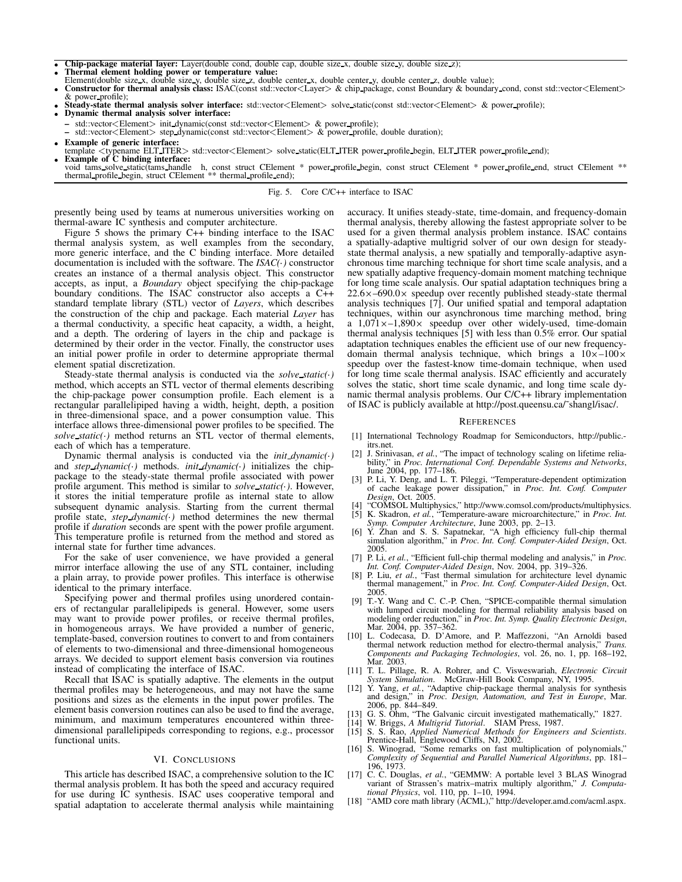- **Chip-package material layer:** Layer(double cond, double cap, double size_x, double size_y, double size_z);
- **Thermal element holding power or temperature value:**
  Element(double size_x, double size_y, double size_z, double center_x, double center_y, double center_z, double value);
- **Constructor for thermal analysis class:** ISAC(const std::vector<Layer> & chip_package, const Boundary & boundary_cond, const std::vector<Element> & power_profile);
- **Steady-state thermal analysis solver interface:** std::vector<Element> solve_static(const std::vector<Element> & power_profile);
- **Dynamic thermal analysis solver interface:**
  - std::vector<Element> init_dynamic(const std::vector<Element> & power_profile);
  - std::vector<Element> step_dynamic(const std::vector<Element> & power_profile, double duration);
- **Example of generic interface:**
  template <typename ELT_ITER> std::vector<Element> solve_static(ELT_ITER power_profile_begin, ELT_ITER power_profile_end);
- **Example of C binding interface:**
  void tams_solve_static(tams_handle h, const struct CElement * power_profile_begin, const struct CElement * power_profile_end, struct CElement ** thermal_profile_begin, struct CElement ** thermal_profile_end);

Fig. 5. Core C/C++ interface to ISAC

presently being used by teams at numerous universities working on thermal-aware IC synthesis and computer architecture.

Figure 5 shows the primary C++ binding interface to the ISAC thermal analysis system, as well examples from the secondary, more generic interface, and the C binding interface. More detailed documentation is included with the software. The *ISAC(·)* constructor creates an instance of a thermal analysis object. This constructor accepts, as input, a *Boundary* object specifying the chip-package boundary conditions. The ISAC constructor also accepts a C++ standard template library (STL) vector of *Layers*, which describes the construction of the chip and package. Each material *Layer* has a thermal conductivity, a specific heat capacity, a width, a height, and a depth. The ordering of layers in the chip and package is determined by their order in the vector. Finally, the constructor uses an initial power profile in order to determine appropriate thermal element spatial discretization.

Steady-state thermal analysis is conducted via the *solve_static(·)* method, which accepts an STL vector of thermal elements describing the chip-package power consumption profile. Each element is a rectangular parallelipiped having a width, height, depth, a position in three-dimensional space, and a power consumption value. This interface allows three-dimensional power profiles to be specified. The *solve_static(·)* method returns an STL vector of thermal elements, each of which has a temperature.

Dynamic thermal analysis is conducted via the *init_dynamic(·)* and *step_dynamic(·)* methods. *init_dynamic(·)* initializes the chip-package to the steady-state thermal profile associated with power profile argument. This method is similar to *solve_static(·)*. However, it stores the initial temperature profile as internal state to allow subsequent dynamic analysis. Starting from the current thermal profile state, *step_dynamic(·)* method determines the new thermal profile if *duration* seconds are spent with the power profile argument. This temperature profile is returned from the method and stored as internal state for further time advances.

For the sake of user convenience, we have provided a general mirror interface allowing the use of any STL container, including a plain array, to provide power profiles. This interface is otherwise identical to the primary interface.

Specifying power and thermal profiles using unordered containers of rectangular parallelipipeds is general. However, some users may want to provide power profiles, or receive thermal profiles, in homogeneous arrays. We have provided a number of generic, template-based, conversion routines to convert to and from containers of elements to two-dimensional and three-dimensional homogeneous arrays. We decided to support element basis conversion via routines instead of complicating the interface of ISAC.

Recall that ISAC is spatially adaptive. The elements in the output thermal profiles may be heterogeneous, and may not have the same positions and sizes as the elements in the input power profiles. The element basis conversion routines can also be used to find the average, minimum, and maximum temperatures encountered within three-dimensional parallelipipeds corresponding to regions, e.g., processor functional units.

## VI. Conclusions

This article has described ISAC, a comprehensive solution to the IC thermal analysis problem. It has both the speed and accuracy required for use during IC synthesis. ISAC uses cooperative temporal and spatial adaptation to accelerate thermal analysis while maintaining accuracy. It unifies steady-state, time-domain, and frequency-domain thermal analysis, thereby allowing the fastest appropriate solver to be used for a given thermal analysis problem instance. ISAC contains a spatially-adaptive multigrid solver of our own design for steady-state thermal analysis, a new spatially and temporally-adaptive asynchronous time marching technique for short time scale analysis, and a new spatially adaptive frequency-domain moment matching technique for long time scale analysis. Our spatial adaptation techniques bring a $22.6\times$–$690.0\times$ speedup over recently published steady-state thermal analysis techniques [7]. Our unified spatial and temporal adaptation techniques, within our asynchronous time marching method, bring a $1{,}071\times$–$1{,}890\times$ speedup over other widely-used, time-domain thermal analysis techniques [5] with less than 0.5% error. Our spatial adaptation techniques enables the efficient use of our new frequency-domain thermal analysis technique, which brings a $10\times$–$100\times$ speedup over the fastest-know time-domain technique, when used for long time scale thermal analysis. ISAC efficiently and accurately solves the static, short time scale dynamic, and long time scale dynamic thermal analysis problems. Our C/C++ library implementation of ISAC is publicly available at http://post.queensu.ca/~shangl/isac/.

## References

[1] International Technology Roadmap for Semiconductors, http://public.itrs.net.

[2] J. Srinivasan, *et al.*, "The impact of technology scaling on lifetime reliability," in *Proc. International Conf. Dependable Systems and Networks*, June 2004, pp. 177–186.

[3] P. Li, Y. Deng, and L. T. Pileggi, "Temperature-dependent optimization of cache leakage power dissipation," in *Proc. Int. Conf. Computer Design*, Oct. 2005.

[4] "COMSOL Multiphysics," http://www.comsol.com/products/multiphysics.

[5] K. Skadron, *et al.*, "Temperature-aware microarchitecture," in *Proc. Int. Symp. Computer Architecture*, June 2003, pp. 2–13.

[6] Y. Zhan and S. S. Sapatnekar, "A high efficiency full-chip thermal simulation algorithm," in *Proc. Int. Conf. Computer-Aided Design*, Oct. 2005.

[7] P. Li, *et al.*, "Efficient full-chip thermal modeling and analysis," in *Proc. Int. Conf. Computer-Aided Design*, Nov. 2004, pp. 319–326.

[8] P. Liu, *et al.*, "Fast thermal simulation for architecture level dynamic thermal management," in *Proc. Int. Conf. Computer-Aided Design*, Oct. 2005.

[9] T.-Y. Wang and C. C.-P. Chen, "SPICE-compatible thermal simulation with lumped circuit modeling for thermal reliability analysis based on modeling order reduction," in *Proc. Int. Symp. Quality Electronic Design*, Mar. 2004, pp. 357–362.

[10] L. Codecasa, D. D'Amore, and P. Maffezzoni, "An Arnoldi based thermal network reduction method for electro-thermal analysis," *Trans. Components and Packaging Technologies*, vol. 26, no. 1, pp. 168–192, Mar. 2003.

[11] T. L. Pillage, R. A. Rohrer, and C. Visweswariah, *Electronic Circuit System Simulation*. McGraw-Hill Book Company, NY, 1995.

[12] Y. Yang, *et al.*, "Adaptive chip-package thermal analysis for synthesis and design," in *Proc. Design, Automation, and Test in Europe*, Mar. 2006, pp. 844–849.

[13] G. S. Ohm, "The Galvanic circuit investigated mathematically," 1827.

[14] W. Briggs, *A Multigrid Tutorial*. SIAM Press, 1987.

[15] S. S. Rao, *Applied Numerical Methods for Engineers and Scientists*. Prentice-Hall, Englewood Cliffs, NJ, 2002.

[16] S. Winograd, "Some remarks on fast multiplication of polynomials," *Complexity of Sequential and Parallel Numerical Algorithms*, pp. 181–196, 1973.

[17] C. C. Douglas, *et al.*, "GEMMW: A portable level 3 BLAS Winograd variant of Strassen's matrix–matrix multiply algorithm," *J. Computational Physics*, vol. 110, pp. 1–10, 1994.

[18] "AMD core math library (ACML)," http://developer.amd.com/acml.aspx.